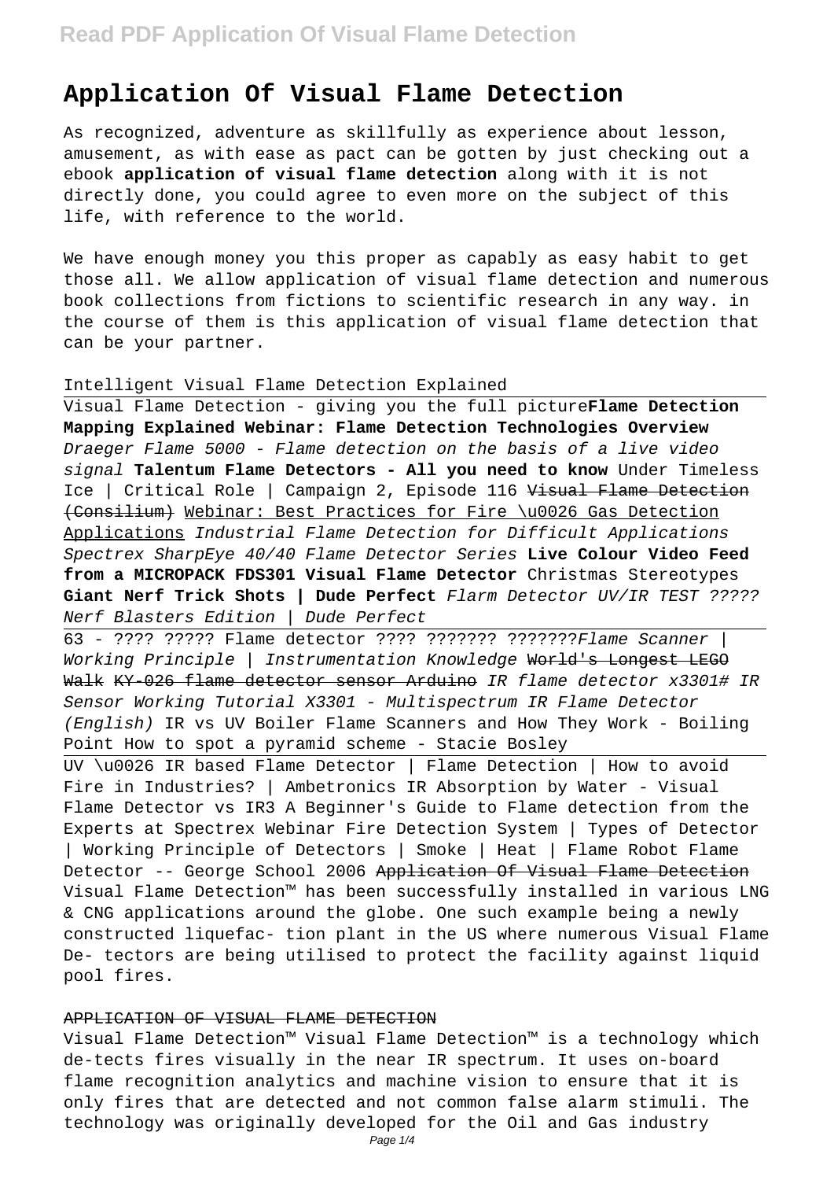# Application Of Visual Flame Detection

As recognized, adventure as skillfully as experience about lesson, amusement, as with ease as pact can be gotten by just checking out a ebook **application of visual flame detection** along with it is not directly done, you could agree to even more on the subject of this life, with reference to the world.

We have enough money you this proper as capably as easy habit to get those all. We allow application of visual flame detection and numerous book collections from fictions to scientific research in any way. in the course of them is this application of visual flame detection that can be your partner.

Intelligent Visual Flame Detection Explained

Visual Flame Detection - giving you the full picture **Flame Detection Mapping Explained Webinar: Flame Detection Technologies Overview** *Draeger Flame 5000 - Flame detection on the basis of a live video signal* **Talentum Flame Detectors - All you need to know** Under Timeless Ice | Critical Role | Campaign 2, Episode 116 ~~Visual Flame Detection (Consilium)~~ Webinar: Best Practices for Fire \u0026 Gas Detection Applications *Industrial Flame Detection for Difficult Applications Spectrex SharpEye 40/40 Flame Detector Series* **Live Colour Video Feed from a MICROPACK FDS301 Visual Flame Detector** *Christmas Stereotypes* **Giant Nerf Trick Shots | Dude Perfect** *Flarm Detector UV/IR TEST ????? Nerf Blasters Edition | Dude Perfect*

63 - ???? ????? Flame detector ???? ??????? ???????*Flame Scanner | Working Principle | Instrumentation Knowledge* ~~World's Longest LEGO Walk~~ ~~KY-026 flame detector sensor Arduino~~ *IR flame detector x3301# IR Sensor Working Tutorial X3301 - Multispectrum IR Flame Detector (English)* IR vs UV Boiler Flame Scanners and How They Work - Boiling Point How to spot a pyramid scheme - Stacie Bosley

UV \u0026 IR based Flame Detector | Flame Detection | How to avoid Fire in Industries? | Ambetronics IR Absorption by Water - Visual Flame Detector vs IR3 A Beginner's Guide to Flame detection from the Experts at Spectrex Webinar Fire Detection System | Types of Detector | Working Principle of Detectors | Smoke | Heat | Flame Robot Flame Detector -- George School 2006 ~~Application Of Visual Flame Detection~~

Visual Flame Detection™ has been successfully installed in various LNG & CNG applications around the globe. One such example being a newly constructed liquefac- tion plant in the US where numerous Visual Flame De- tectors are being utilised to protect the facility against liquid pool fires.

#### APPLICATION OF VISUAL FLAME DETECTION

Visual Flame Detection™ Visual Flame Detection™ is a technology which de-tects fires visually in the near IR spectrum. It uses on-board flame recognition analytics and machine vision to ensure that it is only fires that are detected and not common false alarm stimuli. The technology was originally developed for the Oil and Gas industry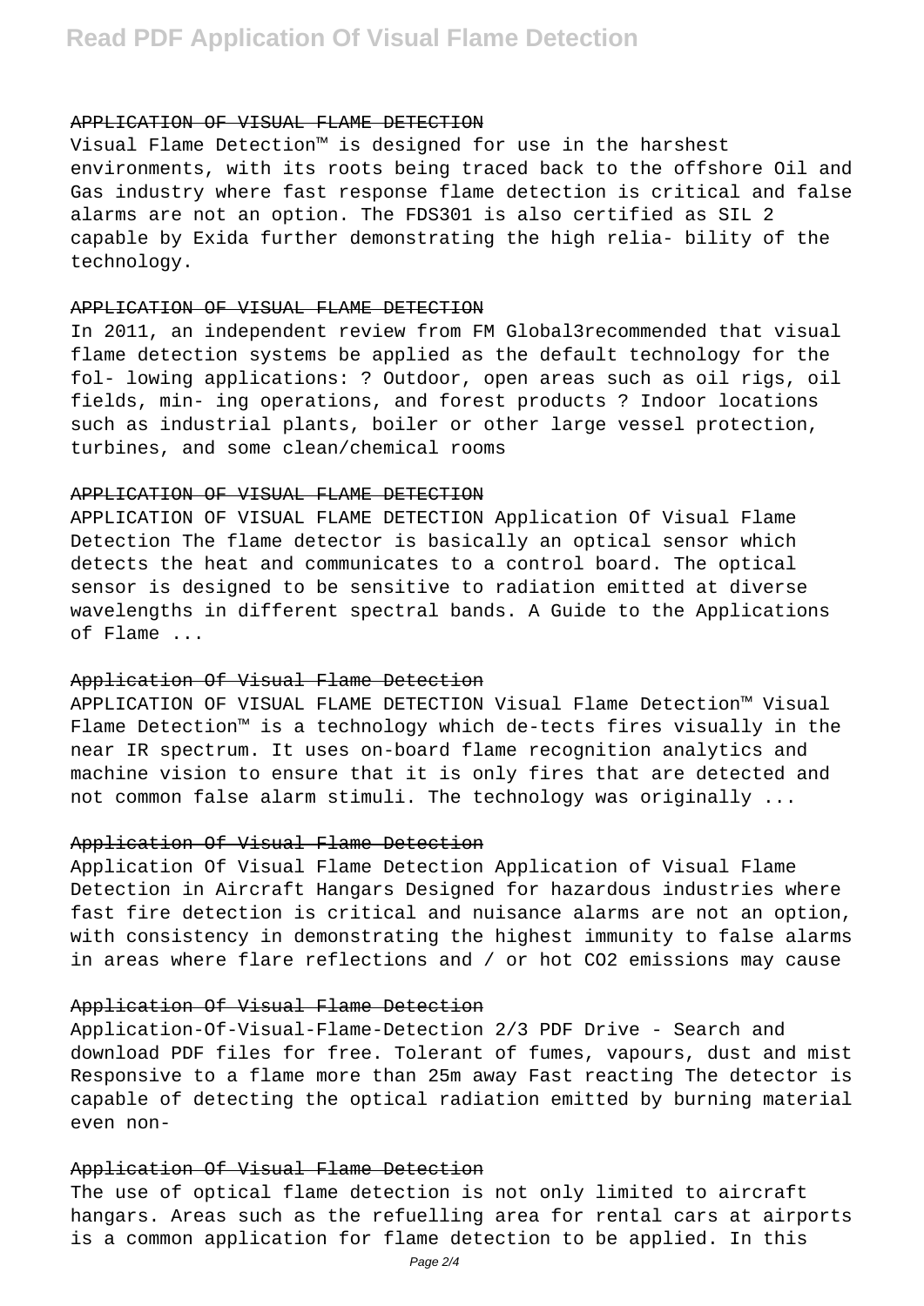#### APPLICATION OF VISUAL FLAME DETECTION

Visual Flame Detection™ is designed for use in the harshest environments, with its roots being traced back to the offshore Oil and Gas industry where fast response flame detection is critical and false alarms are not an option. The FDS301 is also certified as SIL 2 capable by Exida further demonstrating the high relia- bility of the technology.

#### APPLICATION OF VISUAL FLAME DETECTION

In 2011, an independent review from FM Global3recommended that visual flame detection systems be applied as the default technology for the fol- lowing applications: ? Outdoor, open areas such as oil rigs, oil fields, min- ing operations, and forest products ? Indoor locations such as industrial plants, boiler or other large vessel protection, turbines, and some clean/chemical rooms

#### APPLICATION OF VISUAL FLAME DETECTION

APPLICATION OF VISUAL FLAME DETECTION Application Of Visual Flame Detection The flame detector is basically an optical sensor which detects the heat and communicates to a control board. The optical sensor is designed to be sensitive to radiation emitted at diverse wavelengths in different spectral bands. A Guide to the Applications of Flame ...

#### Application Of Visual Flame Detection

APPLICATION OF VISUAL FLAME DETECTION Visual Flame Detection™ Visual Flame Detection™ is a technology which de-tects fires visually in the near IR spectrum. It uses on-board flame recognition analytics and machine vision to ensure that it is only fires that are detected and not common false alarm stimuli. The technology was originally ...

#### Application Of Visual Flame Detection

Application Of Visual Flame Detection Application of Visual Flame Detection in Aircraft Hangars Designed for hazardous industries where fast fire detection is critical and nuisance alarms are not an option, with consistency in demonstrating the highest immunity to false alarms in areas where flare reflections and / or hot CO2 emissions may cause

#### Application Of Visual Flame Detection

Application-Of-Visual-Flame-Detection 2/3 PDF Drive - Search and download PDF files for free. Tolerant of fumes, vapours, dust and mist Responsive to a flame more than 25m away Fast reacting The detector is capable of detecting the optical radiation emitted by burning material even non-

#### Application Of Visual Flame Detection

The use of optical flame detection is not only limited to aircraft hangars. Areas such as the refuelling area for rental cars at airports is a common application for flame detection to be applied. In this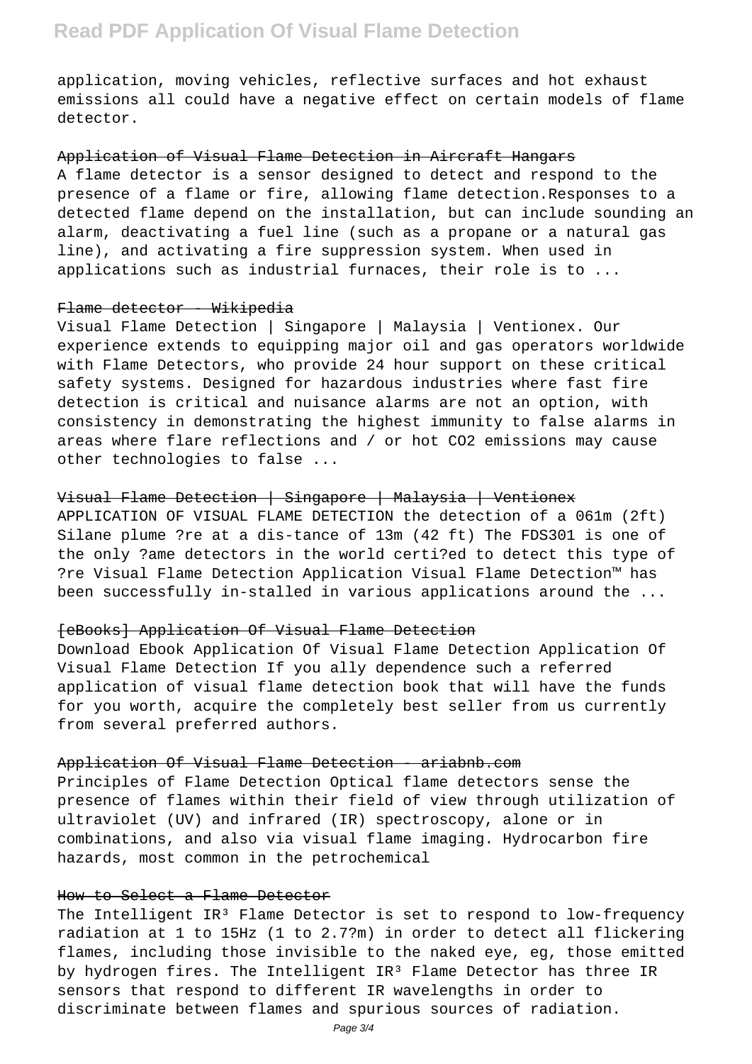application, moving vehicles, reflective surfaces and hot exhaust emissions all could have a negative effect on certain models of flame detector.

~~Application of Visual Flame Detection in Aircraft Hangars~~

A flame detector is a sensor designed to detect and respond to the presence of a flame or fire, allowing flame detection.Responses to a detected flame depend on the installation, but can include sounding an alarm, deactivating a fuel line (such as a propane or a natural gas line), and activating a fire suppression system. When used in applications such as industrial furnaces, their role is to ...

~~Flame detector - Wikipedia~~

Visual Flame Detection | Singapore | Malaysia | Ventionex. Our experience extends to equipping major oil and gas operators worldwide with Flame Detectors, who provide 24 hour support on these critical safety systems. Designed for hazardous industries where fast fire detection is critical and nuisance alarms are not an option, with consistency in demonstrating the highest immunity to false alarms in areas where flare reflections and / or hot $CO_2$ emissions may cause other technologies to false ...

~~Visual Flame Detection | Singapore | Malaysia | Ventionex~~

APPLICATION OF VISUAL FLAME DETECTION the detection of a 061m (2ft) Silane plume ?re at a dis-tance of 13m (42 ft) The FDS301 is one of the only ?ame detectors in the world certi?ed to detect this type of ?re Visual Flame Detection Application Visual Flame Detection™ has been successfully in-stalled in various applications around the ...

~~[eBooks] Application Of Visual Flame Detection~~

Download Ebook Application Of Visual Flame Detection Application Of Visual Flame Detection If you ally dependence such a referred application of visual flame detection book that will have the funds for you worth, acquire the completely best seller from us currently from several preferred authors.

~~Application Of Visual Flame Detection - ariabnb.com~~

Principles of Flame Detection Optical flame detectors sense the presence of flames within their field of view through utilization of ultraviolet (UV) and infrared (IR) spectroscopy, alone or in combinations, and also via visual flame imaging. Hydrocarbon fire hazards, most common in the petrochemical

~~How to Select a Flame Detector~~

The Intelligent $IR^3$ Flame Detector is set to respond to low-frequency radiation at 1 to 15Hz (1 to 2.7?m) in order to detect all flickering flames, including those invisible to the naked eye, eg, those emitted by hydrogen fires. The Intelligent $IR^3$ Flame Detector has three IR sensors that respond to different IR wavelengths in order to discriminate between flames and spurious sources of radiation.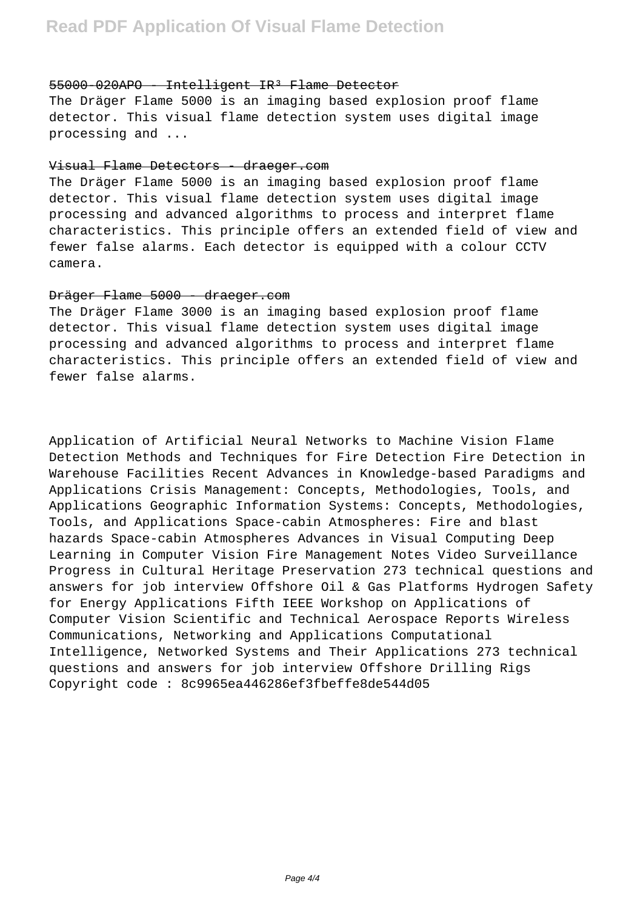55000-020APO - Intelligent IR³ Flame Detector

The Dräger Flame 5000 is an imaging based explosion proof flame detector. This visual flame detection system uses digital image processing and ...

Visual Flame Detectors - draeger.com

The Dräger Flame 5000 is an imaging based explosion proof flame detector. This visual flame detection system uses digital image processing and advanced algorithms to process and interpret flame characteristics. This principle offers an extended field of view and fewer false alarms. Each detector is equipped with a colour CCTV camera.

Dräger Flame 5000 - draeger.com

The Dräger Flame 3000 is an imaging based explosion proof flame detector. This visual flame detection system uses digital image processing and advanced algorithms to process and interpret flame characteristics. This principle offers an extended field of view and fewer false alarms.

Application of Artificial Neural Networks to Machine Vision Flame Detection Methods and Techniques for Fire Detection Fire Detection in Warehouse Facilities Recent Advances in Knowledge-based Paradigms and Applications Crisis Management: Concepts, Methodologies, Tools, and Applications Geographic Information Systems: Concepts, Methodologies, Tools, and Applications Space-cabin Atmospheres: Fire and blast hazards Space-cabin Atmospheres Advances in Visual Computing Deep Learning in Computer Vision Fire Management Notes Video Surveillance Progress in Cultural Heritage Preservation 273 technical questions and answers for job interview Offshore Oil & Gas Platforms Hydrogen Safety for Energy Applications Fifth IEEE Workshop on Applications of Computer Vision Scientific and Technical Aerospace Reports Wireless Communications, Networking and Applications Computational Intelligence, Networked Systems and Their Applications 273 technical questions and answers for job interview Offshore Drilling Rigs

Copyright code : 8c9965ea446286ef3fbeffe8de544d05